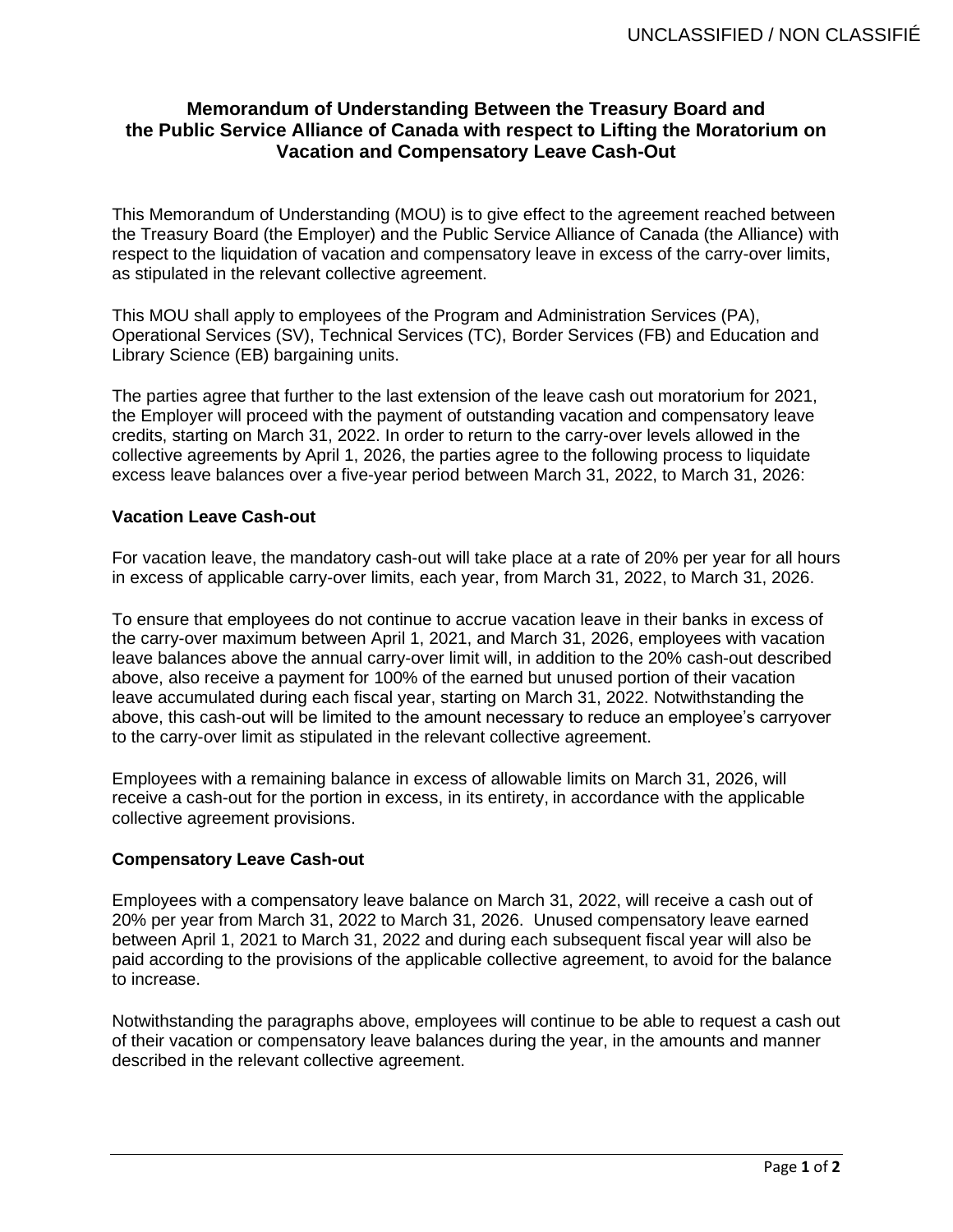# Memorandum of Understanding Between the Treasury Board and the Public Service Alliance of Canada with respect to Lifting the Moratorium on Vacation and Compensatory Leave Cash-Out

This Memorandum of Understanding (MOU) is to give effect to the agreement reached between the Treasury Board (the Employer) and the Public Service Alliance of Canada (the Alliance) with respect to the liquidation of vacation and compensatory leave in excess of the carry-over limits, as stipulated in the relevant collective agreement.

This MOU shall apply to employees of the Program and Administration Services (PA), Operational Services (SV), Technical Services (TC), Border Services (FB) and Education and Library Science (EB) bargaining units.

The parties agree that further to the last extension of the leave cash out moratorium for 2021, the Employer will proceed with the payment of outstanding vacation and compensatory leave credits, starting on March 31, 2022. In order to return to the carry-over levels allowed in the collective agreements by April 1, 2026, the parties agree to the following process to liquidate excess leave balances over a five-year period between March 31, 2022, to March 31, 2026:

## Vacation Leave Cash-out

For vacation leave, the mandatory cash-out will take place at a rate of 20% per year for all hours in excess of applicable carry-over limits, each year, from March 31, 2022, to March 31, 2026.

To ensure that employees do not continue to accrue vacation leave in their banks in excess of the carry-over maximum between April 1, 2021, and March 31, 2026, employees with vacation leave balances above the annual carry-over limit will, in addition to the 20% cash-out described above, also receive a payment for 100% of the earned but unused portion of their vacation leave accumulated during each fiscal year, starting on March 31, 2022. Notwithstanding the above, this cash-out will be limited to the amount necessary to reduce an employee's carryover to the carry-over limit as stipulated in the relevant collective agreement.

Employees with a remaining balance in excess of allowable limits on March 31, 2026, will receive a cash-out for the portion in excess, in its entirety, in accordance with the applicable collective agreement provisions.

## Compensatory Leave Cash-out

Employees with a compensatory leave balance on March 31, 2022, will receive a cash out of 20% per year from March 31, 2022 to March 31, 2026. Unused compensatory leave earned between April 1, 2021 to March 31, 2022 and during each subsequent fiscal year will also be paid according to the provisions of the applicable collective agreement, to avoid for the balance to increase.

Notwithstanding the paragraphs above, employees will continue to be able to request a cash out of their vacation or compensatory leave balances during the year, in the amounts and manner described in the relevant collective agreement.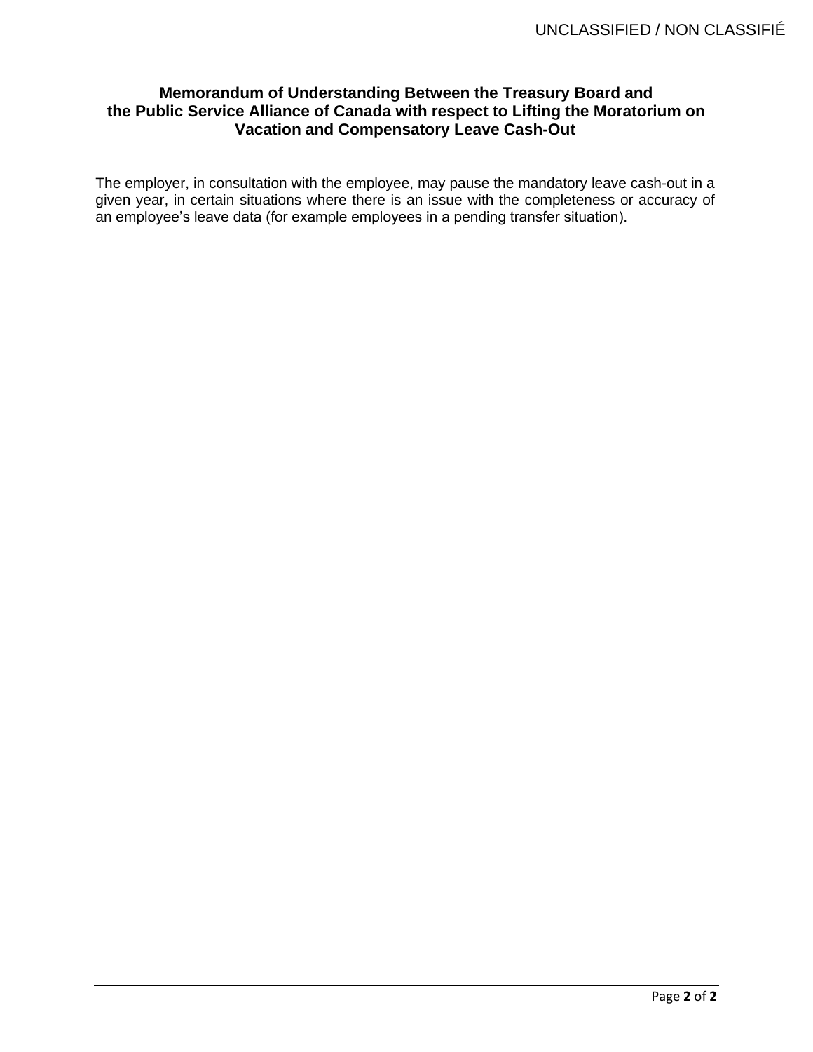**Memorandum of Understanding Between the Treasury Board and the Public Service Alliance of Canada with respect to Lifting the Moratorium on Vacation and Compensatory Leave Cash-Out**

The employer, in consultation with the employee, may pause the mandatory leave cash-out in a given year, in certain situations where there is an issue with the completeness or accuracy of an employee's leave data (for example employees in a pending transfer situation).